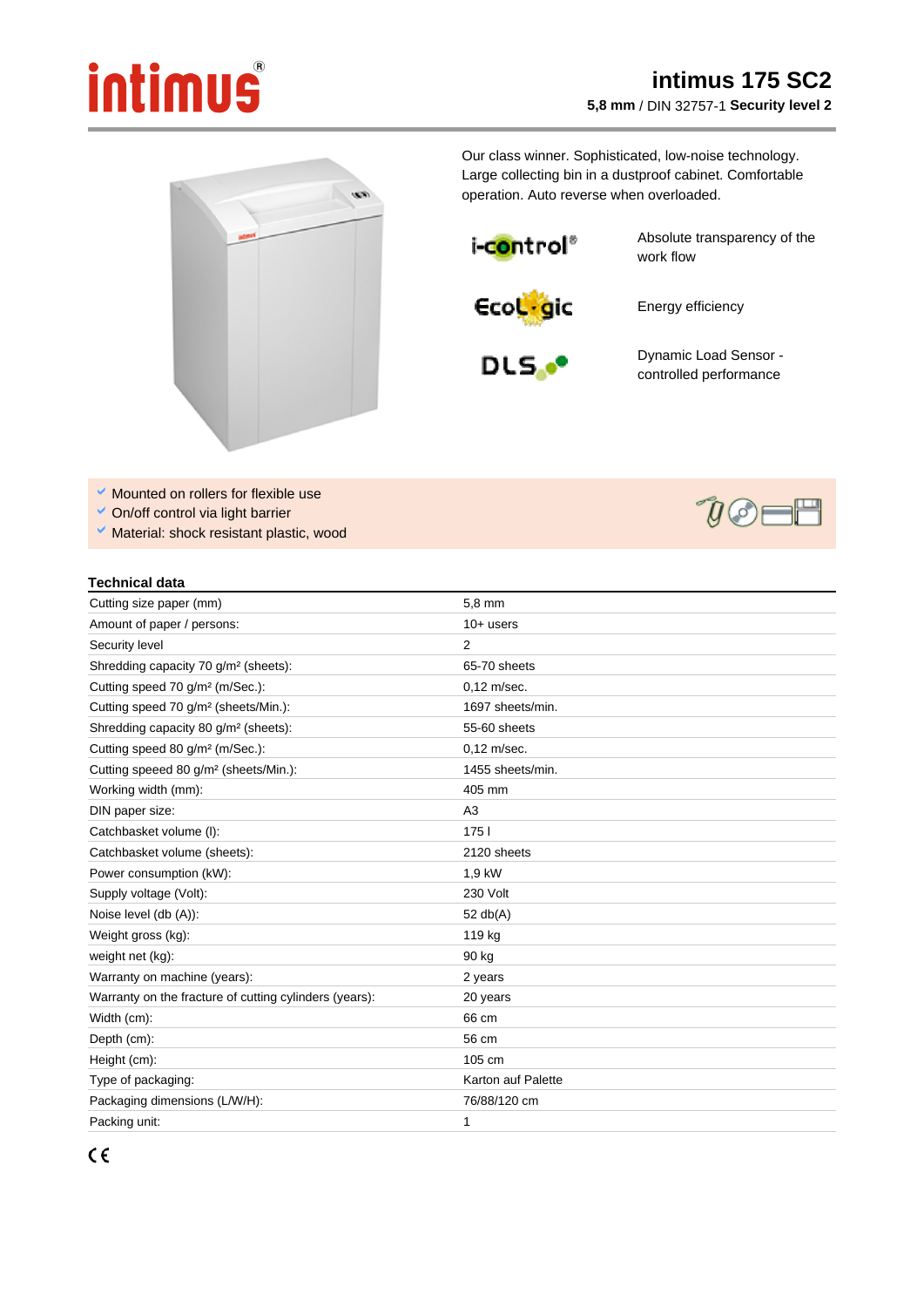# intimus 175 SC2

**5,8 mm** / DIN 32757-1 **Security level 2**

Our class winner. Sophisticated, low-noise technology. Large collecting bin in a dustproof cabinet. Comfortable operation. Auto reverse when overloaded.

i-control® — Absolute transparency of the work flow

EcoLogic — Energy efficiency

DLS — Dynamic Load Sensor - controlled performance

- Mounted on rollers for flexible use
- On/off control via light barrier
- Material: shock resistant plastic, wood

## Technical data

| | |
|---|---|
| Cutting size paper (mm) | 5,8 mm |
| Amount of paper / persons: | 10+ users |
| Security level | 2 |
| Shredding capacity 70 g/m² (sheets): | 65-70 sheets |
| Cutting speed 70 g/m² (m/Sec.): | 0,12 m/sec. |
| Cutting speed 70 g/m² (sheets/Min.): | 1697 sheets/min. |
| Shredding capacity 80 g/m² (sheets): | 55-60 sheets |
| Cutting speed 80 g/m² (m/Sec.): | 0,12 m/sec. |
| Cutting speeed 80 g/m² (sheets/Min.): | 1455 sheets/min. |
| Working width (mm): | 405 mm |
| DIN paper size: | A3 |
| Catchbasket volume (l): | 175 l |
| Catchbasket volume (sheets): | 2120 sheets |
| Power consumption (kW): | 1,9 kW |
| Supply voltage (Volt): | 230 Volt |
| Noise level (db (A)): | 52 db(A) |
| Weight gross (kg): | 119 kg |
| weight net (kg): | 90 kg |
| Warranty on machine (years): | 2 years |
| Warranty on the fracture of cutting cylinders (years): | 20 years |
| Width (cm): | 66 cm |
| Depth (cm): | 56 cm |
| Height (cm): | 105 cm |
| Type of packaging: | Karton auf Palette |
| Packaging dimensions (L/W/H): | 76/88/120 cm |
| Packing unit: | 1 |

CE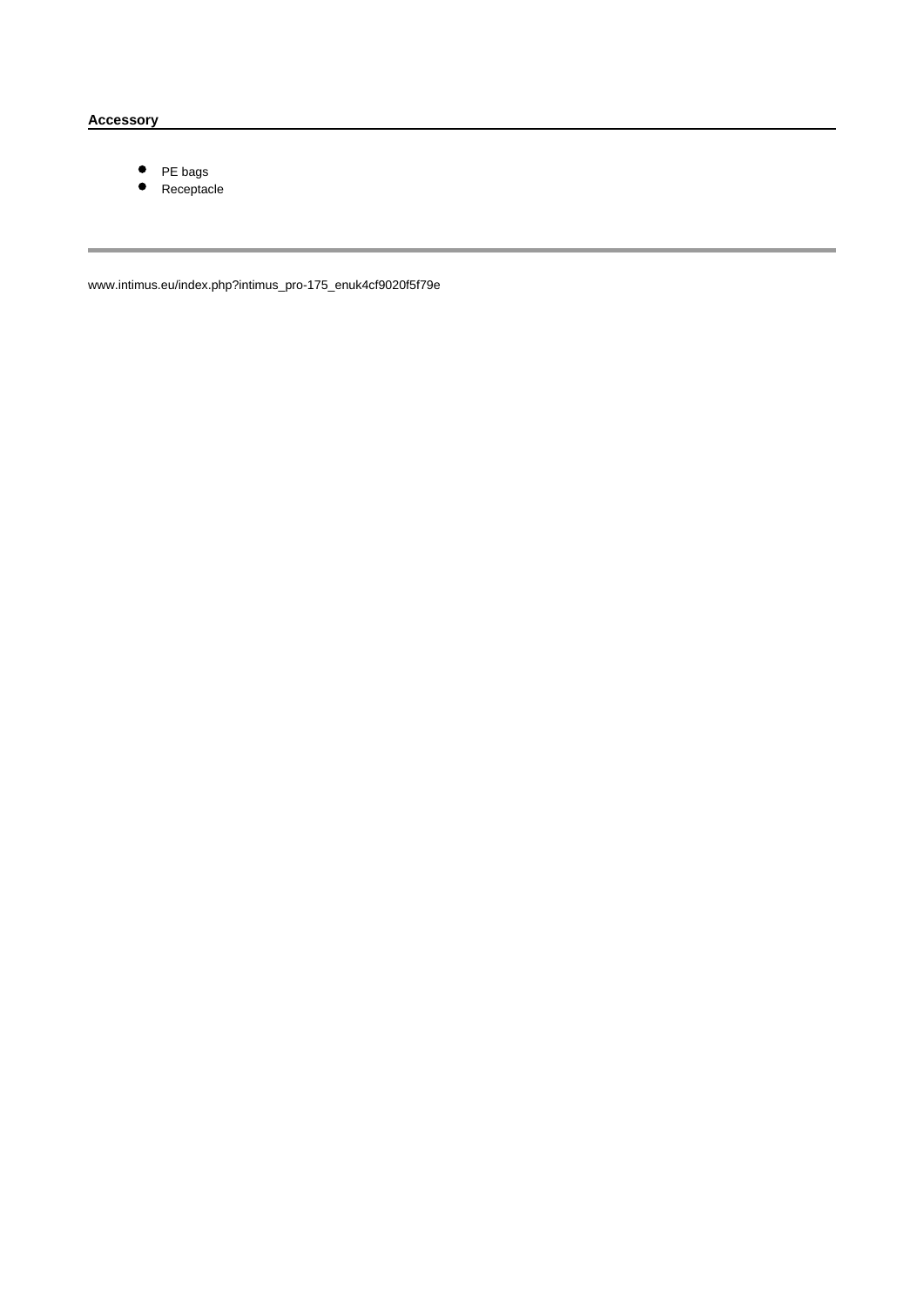**Accessory**

- PE bags
- Receptacle

---

www.intimus.eu/index.php?intimus_pro-175_enuk4cf9020f5f79e